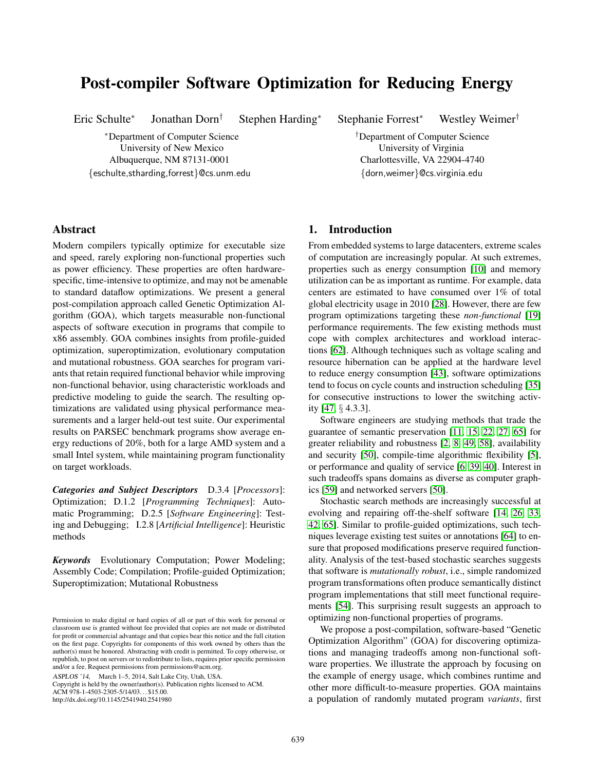# Post-compiler Software Optimization for Reducing Energy

Eric Schulte[*] Jonathan Dorn[†] Stephen Harding[*] Stephanie Forrest[*] Westley Weimer[†]

[*]Department of Computer Science
University of New Mexico
Albuquerque, NM 87131-0001
{eschulte,sharding,forrest}@cs.unm.edu

[†]Department of Computer Science
University of Virginia
Charlottesville, VA 22904-4740
{dorn,weimer}@cs.virginia.edu

## Abstract

Modern compilers typically optimize for executable size and speed, rarely exploring non-functional properties such as power efficiency. These properties are often hardware-specific, time-intensive to optimize, and may not be amenable to standard dataflow optimizations. We present a general post-compilation approach called Genetic Optimization Algorithm (GOA), which targets measurable non-functional aspects of software execution in programs that compile to x86 assembly. GOA combines insights from profile-guided optimization, superoptimization, evolutionary computation and mutational robustness. GOA searches for program variants that retain required functional behavior while improving non-functional behavior, using characteristic workloads and predictive modeling to guide the search. The resulting optimizations are validated using physical performance measurements and a larger held-out test suite. Our experimental results on PARSEC benchmark programs show average energy reductions of 20%, both for a large AMD system and a small Intel system, while maintaining program functionality on target workloads.

***Categories and Subject Descriptors*** D.3.4 [*Processors*]: Optimization; D.1.2 [*Programming Techniques*]: Automatic Programming; D.2.5 [*Software Engineering*]: Testing and Debugging; I.2.8 [*Artificial Intelligence*]: Heuristic methods

***Keywords*** Evolutionary Computation; Power Modeling; Assembly Code; Compilation; Profile-guided Optimization; Superoptimization; Mutational Robustness

Permission to make digital or hard copies of all or part of this work for personal or classroom use is granted without fee provided that copies are not made or distributed for profit or commercial advantage and that copies bear this notice and the full citation on the first page. Copyrights for components of this work owned by others than the author(s) must be honored. Abstracting with credit is permitted. To copy otherwise, or republish, to post on servers or to redistribute to lists, requires prior specific permission and/or a fee. Request permissions from permissions@acm.org.
*ASPLOS '14*, March 1–5, 2014, Salt Lake City, Utah, USA.
Copyright is held by the owner/author(s). Publication rights licensed to ACM.
ACM 978-1-4503-2305-5/14/03...$15.00.
http://dx.doi.org/10.1145/2541940.2541980

## 1. Introduction

From embedded systems to large datacenters, extreme scales of computation are increasingly popular. At such extremes, properties such as energy consumption [10] and memory utilization can be as important as runtime. For example, data centers are estimated to have consumed over 1% of total global electricity usage in 2010 [28]. However, there are few program optimizations targeting these *non-functional* [19] performance requirements. The few existing methods must cope with complex architectures and workload interactions [62]. Although techniques such as voltage scaling and resource hibernation can be applied at the hardware level to reduce energy consumption [43], software optimizations tend to focus on cycle counts and instruction scheduling [35] for consecutive instructions to lower the switching activity [47, § 4.3.3].

Software engineers are studying methods that trade the guarantee of semantic preservation [11, 15, 22, 27, 65] for greater reliability and robustness [2, 8, 49, 58], availability and security [50], compile-time algorithmic flexibility [5], or performance and quality of service [6, 39, 40]. Interest in such tradeoffs spans domains as diverse as computer graphics [59] and networked servers [50].

Stochastic search methods are increasingly successful at evolving and repairing off-the-shelf software [14, 26, 33, 42, 65]. Similar to profile-guided optimizations, such techniques leverage existing test suites or annotations [64] to ensure that proposed modifications preserve required functionality. Analysis of the test-based stochastic searches suggests that software is *mutationally robust*, i.e., simple randomized program transformations often produce semantically distinct program implementations that still meet functional requirements [54]. This surprising result suggests an approach to optimizing non-functional properties of programs.

We propose a post-compilation, software-based "Genetic Optimization Algorithm" (GOA) for discovering optimizations and managing tradeoffs among non-functional software properties. We illustrate the approach by focusing on the example of energy usage, which combines runtime and other more difficult-to-measure properties. GOA maintains a population of randomly mutated program *variants*, first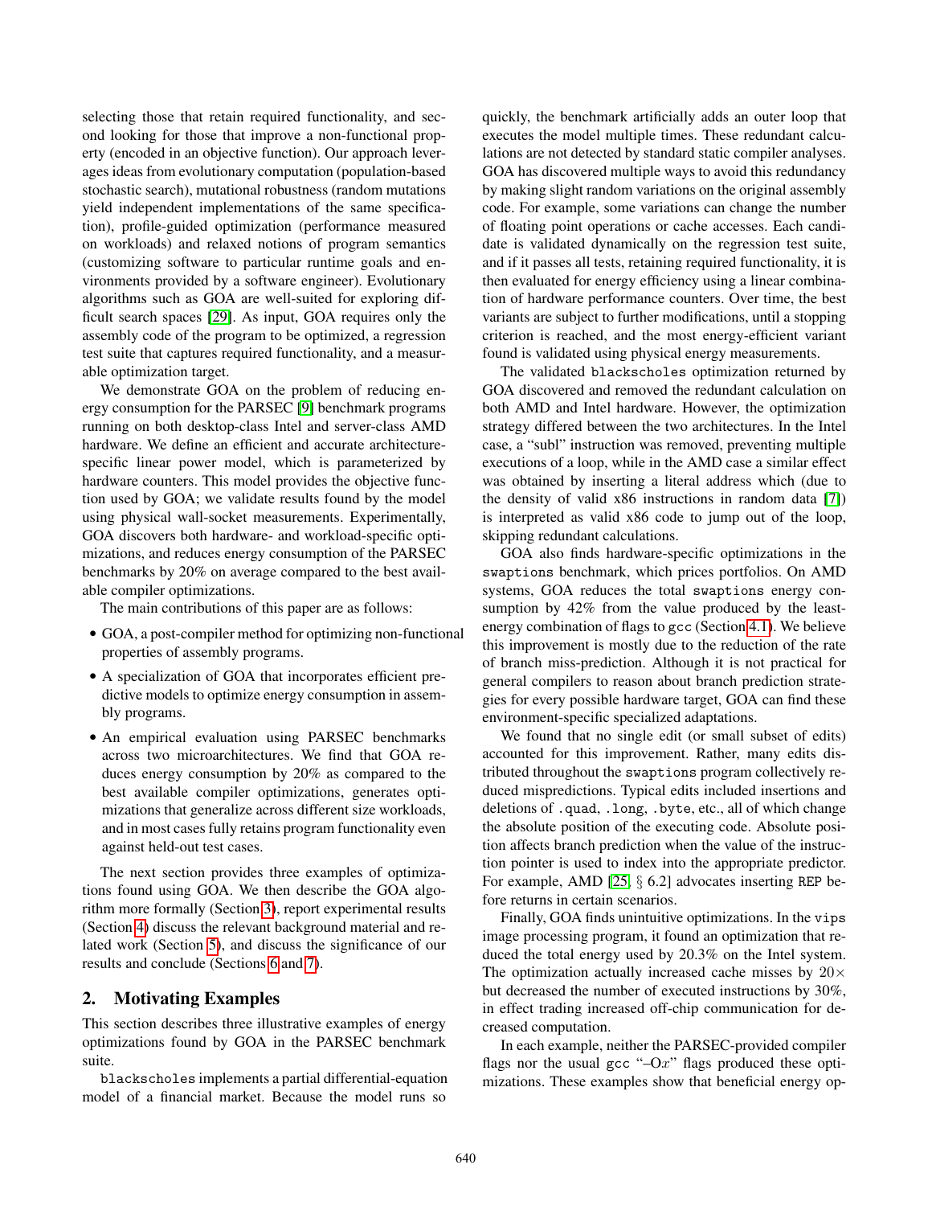selecting those that retain required functionality, and second looking for those that improve a non-functional property (encoded in an objective function). Our approach leverages ideas from evolutionary computation (population-based stochastic search), mutational robustness (random mutations yield independent implementations of the same specification), profile-guided optimization (performance measured on workloads) and relaxed notions of program semantics (customizing software to particular runtime goals and environments provided by a software engineer). Evolutionary algorithms such as GOA are well-suited for exploring difficult search spaces [29]. As input, GOA requires only the assembly code of the program to be optimized, a regression test suite that captures required functionality, and a measurable optimization target.

We demonstrate GOA on the problem of reducing energy consumption for the PARSEC [9] benchmark programs running on both desktop-class Intel and server-class AMD hardware. We define an efficient and accurate architecture-specific linear power model, which is parameterized by hardware counters. This model provides the objective function used by GOA; we validate results found by the model using physical wall-socket measurements. Experimentally, GOA discovers both hardware- and workload-specific optimizations, and reduces energy consumption of the PARSEC benchmarks by 20% on average compared to the best available compiler optimizations.

The main contributions of this paper are as follows:

- GOA, a post-compiler method for optimizing non-functional properties of assembly programs.
- A specialization of GOA that incorporates efficient predictive models to optimize energy consumption in assembly programs.
- An empirical evaluation using PARSEC benchmarks across two microarchitectures. We find that GOA reduces energy consumption by 20% as compared to the best available compiler optimizations, generates optimizations that generalize across different size workloads, and in most cases fully retains program functionality even against held-out test cases.

The next section provides three examples of optimizations found using GOA. We then describe the GOA algorithm more formally (Section 3), report experimental results (Section 4) discuss the relevant background material and related work (Section 5), and discuss the significance of our results and conclude (Sections 6 and 7).

## 2. Motivating Examples

This section describes three illustrative examples of energy optimizations found by GOA in the PARSEC benchmark suite.

`blackscholes` implements a partial differential-equation model of a financial market. Because the model runs so quickly, the benchmark artificially adds an outer loop that executes the model multiple times. These redundant calculations are not detected by standard static compiler analyses. GOA has discovered multiple ways to avoid this redundancy by making slight random variations on the original assembly code. For example, some variations can change the number of floating point operations or cache accesses. Each candidate is validated dynamically on the regression test suite, and if it passes all tests, retaining required functionality, it is then evaluated for energy efficiency using a linear combination of hardware performance counters. Over time, the best variants are subject to further modifications, until a stopping criterion is reached, and the most energy-efficient variant found is validated using physical energy measurements.

The validated `blackscholes` optimization returned by GOA discovered and removed the redundant calculation on both AMD and Intel hardware. However, the optimization strategy differed between the two architectures. In the Intel case, a "subl" instruction was removed, preventing multiple executions of a loop, while in the AMD case a similar effect was obtained by inserting a literal address which (due to the density of valid x86 instructions in random data [7]) is interpreted as valid x86 code to jump out of the loop, skipping redundant calculations.

GOA also finds hardware-specific optimizations in the `swaptions` benchmark, which prices portfolios. On AMD systems, GOA reduces the total `swaptions` energy consumption by 42% from the value produced by the least-energy combination of flags to `gcc` (Section 4.1). We believe this improvement is mostly due to the reduction of the rate of branch miss-prediction. Although it is not practical for general compilers to reason about branch prediction strategies for every possible hardware target, GOA can find these environment-specific specialized adaptations.

We found that no single edit (or small subset of edits) accounted for this improvement. Rather, many edits distributed throughout the `swaptions` program collectively reduced mispredictions. Typical edits included insertions and deletions of `.quad`, `.long`, `.byte`, etc., all of which change the absolute position of the executing code. Absolute position affects branch prediction when the value of the instruction pointer is used to index into the appropriate predictor. For example, AMD [25, § 6.2] advocates inserting `REP` before returns in certain scenarios.

Finally, GOA finds unintuitive optimizations. In the `vips` image processing program, it found an optimization that reduced the total energy used by 20.3% on the Intel system. The optimization actually increased cache misses by $20\times$ but decreased the number of executed instructions by 30%, in effect trading increased off-chip communication for decreased computation.

In each example, neither the PARSEC-provided compiler flags nor the usual `gcc` "–O$x$" flags produced these optimizations. These examples show that beneficial energy op-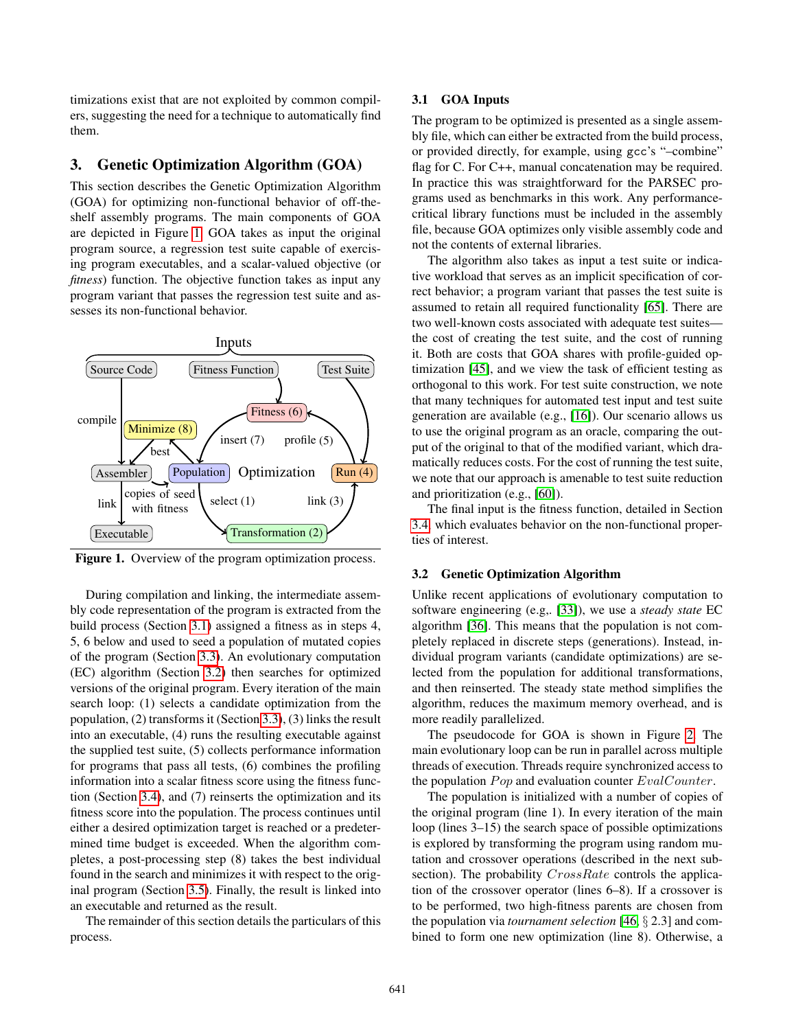timizations exist that are not exploited by common compilers, suggesting the need for a technique to automatically find them.

## 3. Genetic Optimization Algorithm (GOA)

This section describes the Genetic Optimization Algorithm (GOA) for optimizing non-functional behavior of off-the-shelf assembly programs. The main components of GOA are depicted in Figure 1. GOA takes as input the original program source, a regression test suite capable of exercising program executables, and a scalar-valued objective (or *fitness*) function. The objective function takes as input any program variant that passes the regression test suite and assesses its non-functional behavior.

**Figure 1.** Overview of the program optimization process.

During compilation and linking, the intermediate assembly code representation of the program is extracted from the build process (Section 3.1) assigned a fitness as in steps 4, 5, 6 below and used to seed a population of mutated copies of the program (Section 3.3). An evolutionary computation (EC) algorithm (Section 3.2) then searches for optimized versions of the original program. Every iteration of the main search loop: (1) selects a candidate optimization from the population, (2) transforms it (Section 3.3), (3) links the result into an executable, (4) runs the resulting executable against the supplied test suite, (5) collects performance information for programs that pass all tests, (6) combines the profiling information into a scalar fitness score using the fitness function (Section 3.4), and (7) reinserts the optimization and its fitness score into the population. The process continues until either a desired optimization target is reached or a predetermined time budget is exceeded. When the algorithm completes, a post-processing step (8) takes the best individual found in the search and minimizes it with respect to the original program (Section 3.5). Finally, the result is linked into an executable and returned as the result.

The remainder of this section details the particulars of this process.

### 3.1 GOA Inputs

The program to be optimized is presented as a single assembly file, which can either be extracted from the build process, or provided directly, for example, using gcc's "–combine" flag for C. For C++, manual concatenation may be required. In practice this was straightforward for the PARSEC programs used as benchmarks in this work. Any performance-critical library functions must be included in the assembly file, because GOA optimizes only visible assembly code and not the contents of external libraries.

The algorithm also takes as input a test suite or indicative workload that serves as an implicit specification of correct behavior; a program variant that passes the test suite is assumed to retain all required functionality [65]. There are two well-known costs associated with adequate test suites—the cost of creating the test suite, and the cost of running it. Both are costs that GOA shares with profile-guided optimization [45], and we view the task of efficient testing as orthogonal to this work. For test suite construction, we note that many techniques for automated test input and test suite generation are available (e.g,. [16]). Our scenario allows us to use the original program as an oracle, comparing the output of the original to that of the modified variant, which dramatically reduces costs. For the cost of running the test suite, we note that our approach is amenable to test suite reduction and prioritization (e.g., [60]).

The final input is the fitness function, detailed in Section 3.4 which evaluates behavior on the non-functional properties of interest.

### 3.2 Genetic Optimization Algorithm

Unlike recent applications of evolutionary computation to software engineering (e.g,. [33]), we use a *steady state* EC algorithm [36]. This means that the population is not completely replaced in discrete steps (generations). Instead, individual program variants (candidate optimizations) are selected from the population for additional transformations, and then reinserted. The steady state method simplifies the algorithm, reduces the maximum memory overhead, and is more readily parallelized.

The pseudocode for GOA is shown in Figure 2. The main evolutionary loop can be run in parallel across multiple threads of execution. Threads require synchronized access to the population $Pop$ and evaluation counter $EvalCounter$.

The population is initialized with a number of copies of the original program (line 1). In every iteration of the main loop (lines 3–15) the search space of possible optimizations is explored by transforming the program using random mutation and crossover operations (described in the next subsection). The probability $CrossRate$ controls the application of the crossover operator (lines 6–8). If a crossover is to be performed, two high-fitness parents are chosen from the population via *tournament selection* [46, § 2.3] and combined to form one new optimization (line 8). Otherwise, a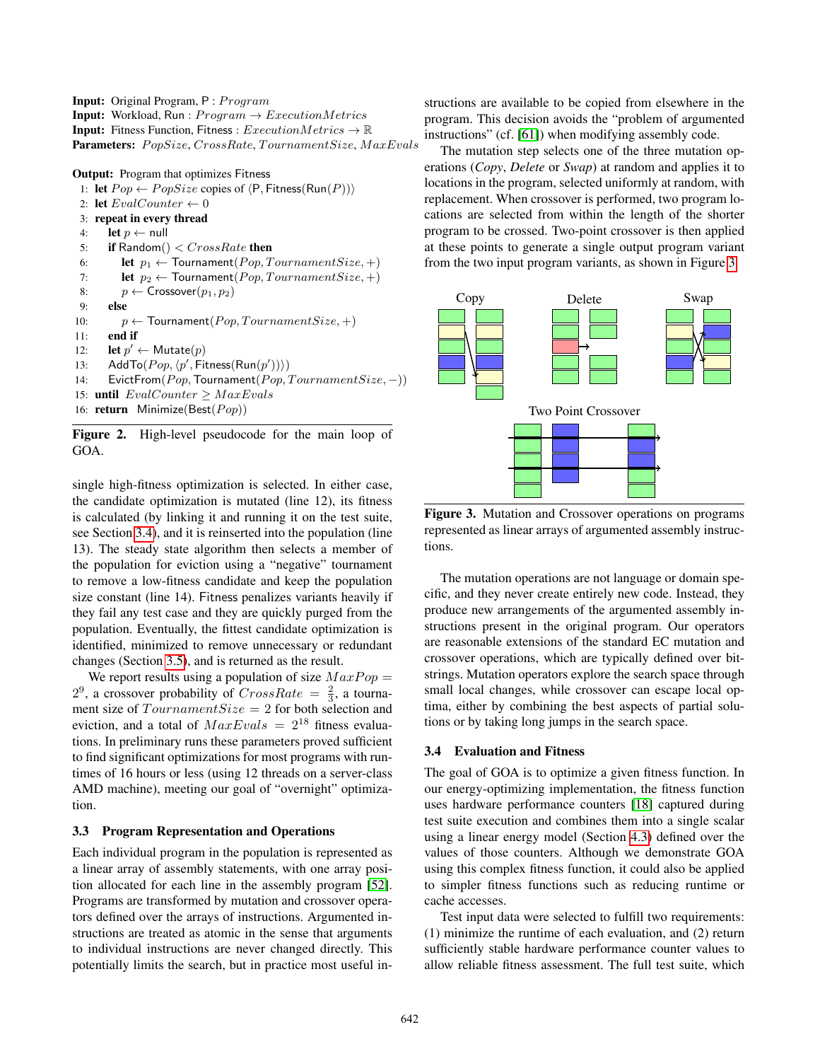**Input:** Original Program, P : $Program$
**Input:** Workload, Run : $Program \rightarrow ExecutionMetrics$
**Input:** Fitness Function, Fitness : $ExecutionMetrics \rightarrow \mathbb{R}$
**Parameters:** $PopSize, CrossRate, TournamentSize, MaxEvals$

**Output:** Program that optimizes Fitness

```
1:  let Pop ← PopSize copies of ⟨P, Fitness(Run(P))⟩
2:  let EvalCounter ← 0
3:  repeat in every thread
4:      let p ← null
5:      if Random() < CrossRate then
6:          let p1 ← Tournament(Pop, TournamentSize, +)
7:          let p2 ← Tournament(Pop, TournamentSize, +)
8:          p ← Crossover(p1, p2)
9:      else
10:         p ← Tournament(Pop, TournamentSize, +)
11:     end if
12:     let p′ ← Mutate(p)
13:     AddTo(Pop, ⟨p′, Fitness(Run(p′))⟩)
14:     EvictFrom(Pop, Tournament(Pop, TournamentSize, −))
15: until EvalCounter ≥ MaxEvals
16: return Minimize(Best(Pop))
```

**Figure 2.** High-level pseudocode for the main loop of GOA.

single high-fitness optimization is selected. In either case, the candidate optimization is mutated (line 12), its fitness is calculated (by linking it and running it on the test suite, see Section 3.4), and it is reinserted into the population (line 13). The steady state algorithm then selects a member of the population for eviction using a "negative" tournament to remove a low-fitness candidate and keep the population size constant (line 14). Fitness penalizes variants heavily if they fail any test case and they are quickly purged from the population. Eventually, the fittest candidate optimization is identified, minimized to remove unnecessary or redundant changes (Section 3.5), and is returned as the result.

We report results using a population of size $MaxPop = 2^9$, a crossover probability of $CrossRate = \frac{2}{3}$, a tournament size of $TournamentSize = 2$ for both selection and eviction, and a total of $MaxEvals = 2^{18}$ fitness evaluations. In preliminary runs these parameters proved sufficient to find significant optimizations for most programs with runtimes of 16 hours or less (using 12 threads on a server-class AMD machine), meeting our goal of "overnight" optimization.

### 3.3 Program Representation and Operations

Each individual program in the population is represented as a linear array of assembly statements, with one array position allocated for each line in the assembly program [52]. Programs are transformed by mutation and crossover operators defined over the arrays of instructions. Argumented instructions are treated as atomic in the sense that arguments to individual instructions are never changed directly. This potentially limits the search, but in practice most useful instructions are available to be copied from elsewhere in the program. This decision avoids the "problem of argumented instructions" (cf. [61]) when modifying assembly code.

The mutation step selects one of the three mutation operations (*Copy*, *Delete* or *Swap*) at random and applies it to locations in the program, selected uniformly at random, with replacement. When crossover is performed, two program locations are selected from within the length of the shorter program to be crossed. Two-point crossover is then applied at these points to generate a single output program variant from the two input program variants, as shown in Figure 3.

**Figure 3.** Mutation and Crossover operations on programs represented as linear arrays of argumented assembly instructions.

The mutation operations are not language or domain specific, and they never create entirely new code. Instead, they produce new arrangements of the argumented assembly instructions present in the original program. Our operators are reasonable extensions of the standard EC mutation and crossover operations, which are typically defined over bitstrings. Mutation operators explore the search space through small local changes, while crossover can escape local optima, either by combining the best aspects of partial solutions or by taking long jumps in the search space.

### 3.4 Evaluation and Fitness

The goal of GOA is to optimize a given fitness function. In our energy-optimizing implementation, the fitness function uses hardware performance counters [18] captured during test suite execution and combines them into a single scalar using a linear energy model (Section 4.3) defined over the values of those counters. Although we demonstrate GOA using this complex fitness function, it could also be applied to simpler fitness functions such as reducing runtime or cache accesses.

Test input data were selected to fulfill two requirements: (1) minimize the runtime of each evaluation, and (2) return sufficiently stable hardware performance counter values to allow reliable fitness assessment. The full test suite, which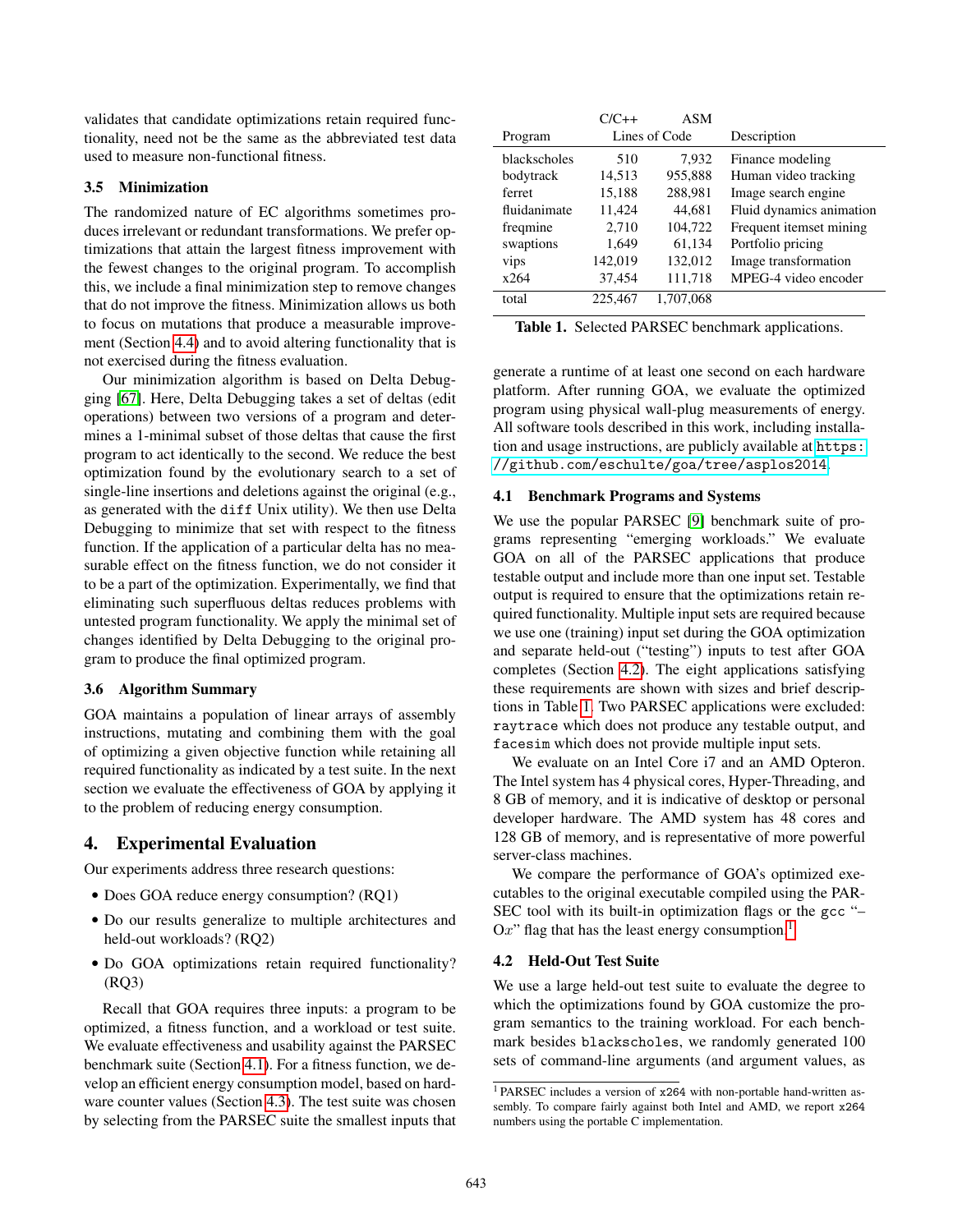validates that candidate optimizations retain required functionality, need not be the same as the abbreviated test data used to measure non-functional fitness.

### 3.5 Minimization

The randomized nature of EC algorithms sometimes produces irrelevant or redundant transformations. We prefer optimizations that attain the largest fitness improvement with the fewest changes to the original program. To accomplish this, we include a final minimization step to remove changes that do not improve the fitness. Minimization allows us both to focus on mutations that produce a measurable improvement (Section 4.4) and to avoid altering functionality that is not exercised during the fitness evaluation.

Our minimization algorithm is based on Delta Debugging [67]. Here, Delta Debugging takes a set of deltas (edit operations) between two versions of a program and determines a 1-minimal subset of those deltas that cause the first program to act identically to the second. We reduce the best optimization found by the evolutionary search to a set of single-line insertions and deletions against the original (e.g., as generated with the `diff` Unix utility). We then use Delta Debugging to minimize that set with respect to the fitness function. If the application of a particular delta has no measurable effect on the fitness function, we do not consider it to be a part of the optimization. Experimentally, we find that eliminating such superfluous deltas reduces problems with untested program functionality. We apply the minimal set of changes identified by Delta Debugging to the original program to produce the final optimized program.

### 3.6 Algorithm Summary

GOA maintains a population of linear arrays of assembly instructions, mutating and combining them with the goal of optimizing a given objective function while retaining all required functionality as indicated by a test suite. In the next section we evaluate the effectiveness of GOA by applying it to the problem of reducing energy consumption.

## 4. Experimental Evaluation

Our experiments address three research questions:

- Does GOA reduce energy consumption? (RQ1)
- Do our results generalize to multiple architectures and held-out workloads? (RQ2)
- Do GOA optimizations retain required functionality? (RQ3)

Recall that GOA requires three inputs: a program to be optimized, a fitness function, and a workload or test suite. We evaluate effectiveness and usability against the PARSEC benchmark suite (Section 4.1). For a fitness function, we develop an efficient energy consumption model, based on hardware counter values (Section 4.3). The test suite was chosen by selecting from the PARSEC suite the smallest inputs that generate a runtime of at least one second on each hardware platform. After running GOA, we evaluate the optimized program using physical wall-plug measurements of energy. All software tools described in this work, including installation and usage instructions, are publicly available at https://github.com/eschulte/goa/tree/asplos2014.

| Program | C/C++ Lines of Code | ASM Lines of Code | Description |
|---|---|---|---|
| blackscholes | 510 | 7,932 | Finance modeling |
| bodytrack | 14,513 | 955,888 | Human video tracking |
| ferret | 15,188 | 288,981 | Image search engine |
| fluidanimate | 11,424 | 44,681 | Fluid dynamics animation |
| freqmine | 2,710 | 104,722 | Frequent itemset mining |
| swaptions | 1,649 | 61,134 | Portfolio pricing |
| vips | 142,019 | 132,012 | Image transformation |
| x264 | 37,454 | 111,718 | MPEG-4 video encoder |
| total | 225,467 | 1,707,068 | |

**Table 1.** Selected PARSEC benchmark applications.

### 4.1 Benchmark Programs and Systems

We use the popular PARSEC [9] benchmark suite of programs representing "emerging workloads." We evaluate GOA on all of the PARSEC applications that produce testable output and include more than one input set. Testable output is required to ensure that the optimizations retain required functionality. Multiple input sets are required because we use one (training) input set during the GOA optimization and separate held-out ("testing") inputs to test after GOA completes (Section 4.2). The eight applications satisfying these requirements are shown with sizes and brief descriptions in Table 1. Two PARSEC applications were excluded: `raytrace` which does not produce any testable output, and `facesim` which does not provide multiple input sets.

We evaluate on an Intel Core i7 and an AMD Opteron. The Intel system has 4 physical cores, Hyper-Threading, and 8 GB of memory, and it is indicative of desktop or personal developer hardware. The AMD system has 48 cores and 128 GB of memory, and is representative of more powerful server-class machines.

We compare the performance of GOA's optimized executables to the original executable compiled using the PARSEC tool with its built-in optimization flags or the `gcc` "–O$x$" flag that has the least energy consumption.[1]

### 4.2 Held-Out Test Suite

We use a large held-out test suite to evaluate the degree to which the optimizations found by GOA customize the program semantics to the training workload. For each benchmark besides `blackscholes`, we randomly generated 100 sets of command-line arguments (and argument values, as

[1] PARSEC includes a version of `x264` with non-portable hand-written assembly. To compare fairly against both Intel and AMD, we report `x264` numbers using the portable C implementation.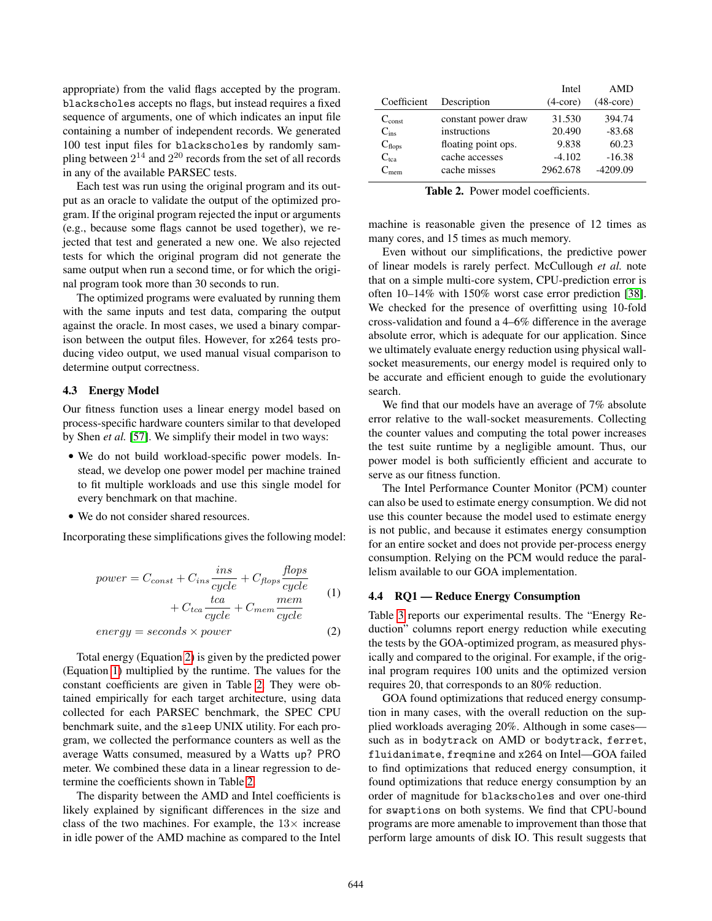appropriate) from the valid flags accepted by the program. `blackscholes` accepts no flags, but instead requires a fixed sequence of arguments, one of which indicates an input file containing a number of independent records. We generated 100 test input files for `blackscholes` by randomly sampling between $2^{14}$ and $2^{20}$ records from the set of all records in any of the available PARSEC tests.

Each test was run using the original program and its output as an oracle to validate the output of the optimized program. If the original program rejected the input or arguments (e.g., because some flags cannot be used together), we rejected that test and generated a new one. We also rejected tests for which the original program did not generate the same output when run a second time, or for which the original program took more than 30 seconds to run.

The optimized programs were evaluated by running them with the same inputs and test data, comparing the output against the oracle. In most cases, we used a binary comparison between the output files. However, for `x264` tests producing video output, we used manual visual comparison to determine output correctness.

### 4.3 Energy Model

Our fitness function uses a linear energy model based on process-specific hardware counters similar to that developed by Shen *et al.* [57]. We simplify their model in two ways:

- We do not build workload-specific power models. Instead, we develop one power model per machine trained to fit multiple workloads and use this single model for every benchmark on that machine.
- We do not consider shared resources.

Incorporating these simplifications gives the following model:

$$
\begin{aligned}
power &= C_{const} + C_{ins}\frac{ins}{cycle} + C_{flops}\frac{flops}{cycle} \\
&\quad + C_{tca}\frac{tca}{cycle} + C_{mem}\frac{mem}{cycle}
\end{aligned} \tag{1}
$$

$$
energy = seconds \times power \tag{2}
$$

Total energy (Equation 2) is given by the predicted power (Equation 1) multiplied by the runtime. The values for the constant coefficients are given in Table 2. They were obtained empirically for each target architecture, using data collected for each PARSEC benchmark, the SPEC CPU benchmark suite, and the `sleep` UNIX utility. For each program, we collected the performance counters as well as the average Watts consumed, measured by a `Watts up? PRO` meter. We combined these data in a linear regression to determine the coefficients shown in Table 2.

The disparity between the AMD and Intel coefficients is likely explained by significant differences in the size and class of the two machines. For example, the 13× increase in idle power of the AMD machine as compared to the Intel machine is reasonable given the presence of 12 times as many cores, and 15 times as much memory.

| Coefficient | Description | Intel (4-core) | AMD (48-core) |
|---|---|---|---|
| $C_{const}$ | constant power draw | 31.530 | 394.74 |
| $C_{ins}$ | instructions | 20.490 | -83.68 |
| $C_{flops}$ | floating point ops. | 9.838 | 60.23 |
| $C_{tca}$ | cache accesses | -4.102 | -16.38 |
| $C_{mem}$ | cache misses | 2962.678 | -4209.09 |

**Table 2.** Power model coefficients.

Even without our simplifications, the predictive power of linear models is rarely perfect. McCullough *et al.* note that on a simple multi-core system, CPU-prediction error is often 10–14% with 150% worst case error prediction [38]. We checked for the presence of overfitting using 10-fold cross-validation and found a 4–6% difference in the average absolute error, which is adequate for our application. Since we ultimately evaluate energy reduction using physical wall-socket measurements, our energy model is required only to be accurate and efficient enough to guide the evolutionary search.

We find that our models have an average of 7% absolute error relative to the wall-socket measurements. Collecting the counter values and computing the total power increases the test suite runtime by a negligible amount. Thus, our power model is both sufficiently efficient and accurate to serve as our fitness function.

The Intel Performance Counter Monitor (PCM) counter can also be used to estimate energy consumption. We did not use this counter because the model used to estimate energy is not public, and because it estimates energy consumption for an entire socket and does not provide per-process energy consumption. Relying on the PCM would reduce the parallelism available to our GOA implementation.

### 4.4 RQ1 — Reduce Energy Consumption

Table 3 reports our experimental results. The "Energy Reduction" columns report energy reduction while executing the tests by the GOA-optimized program, as measured physically and compared to the original. For example, if the original program requires 100 units and the optimized version requires 20, that corresponds to an 80% reduction.

GOA found optimizations that reduced energy consumption in many cases, with the overall reduction on the supplied workloads averaging 20%. Although in some cases—such as in `bodytrack` on AMD or `bodytrack`, `ferret`, `fluidanimate`, `freqmine` and `x264` on Intel—GOA failed to find optimizations that reduced energy consumption, it found optimizations that reduce energy consumption by an order of magnitude for `blackscholes` and over one-third for `swaptions` on both systems. We find that CPU-bound programs are more amenable to improvement than those that perform large amounts of disk IO. This result suggests that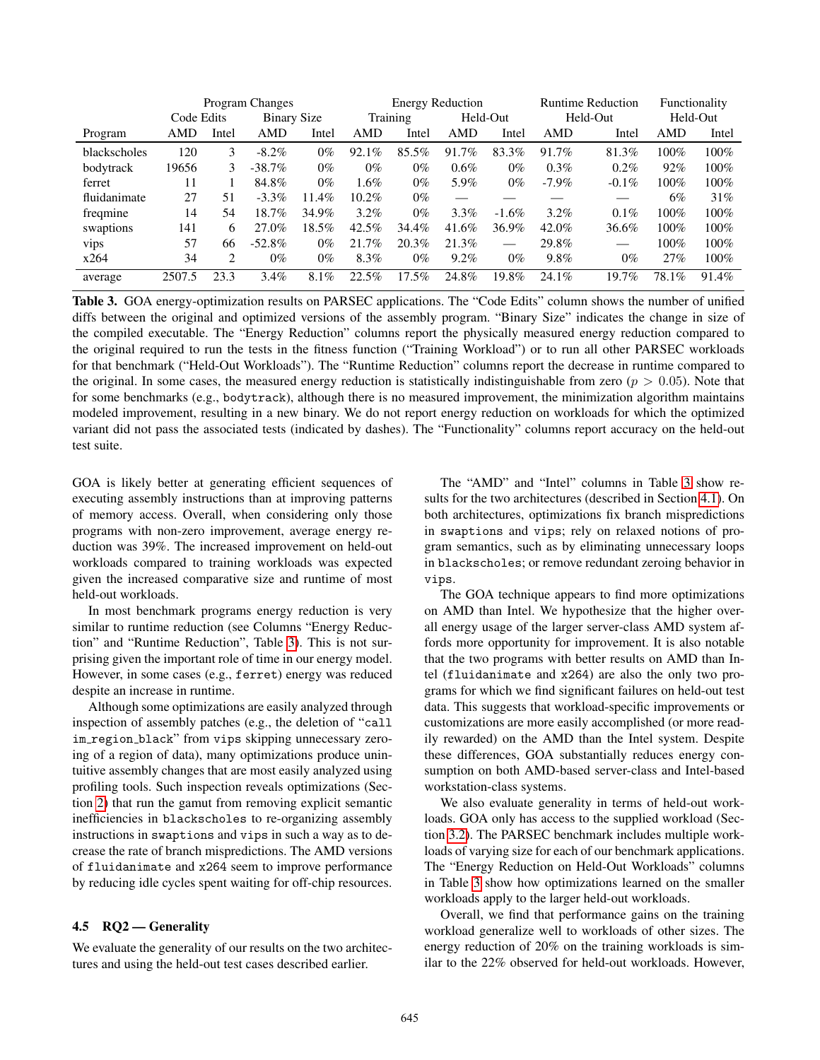|  | Program Changes |  |  |  | Energy Reduction |  |  |  | Runtime Reduction |  | Functionality |  |
|---|---|---|---|---|---|---|---|---|---|---|---|---|
|  | Code Edits |  | Binary Size |  | Training |  | Held-Out |  | Held-Out |  | Held-Out |  |
| Program | AMD | Intel | AMD | Intel | AMD | Intel | AMD | Intel | AMD | Intel | AMD | Intel |
| blackscholes | 120 | 3 | -8.2% | 0% | 92.1% | 85.5% | 91.7% | 83.3% | 91.7% | 81.3% | 100% | 100% |
| bodytrack | 19656 | 3 | -38.7% | 0% | 0% | 0% | 0.6% | 0% | 0.3% | 0.2% | 92% | 100% |
| ferret | 11 | 1 | 84.8% | 0% | 1.6% | 0% | 5.9% | 0% | -7.9% | -0.1% | 100% | 100% |
| fluidanimate | 27 | 51 | -3.3% | 11.4% | 10.2% | 0% | — | — | — | — | 6% | 31% |
| freqmine | 14 | 54 | 18.7% | 34.9% | 3.2% | 0% | 3.3% | -1.6% | 3.2% | 0.1% | 100% | 100% |
| swaptions | 141 | 6 | 27.0% | 18.5% | 42.5% | 34.4% | 41.6% | 36.9% | 42.0% | 36.6% | 100% | 100% |
| vips | 57 | 66 | -52.8% | 0% | 21.7% | 20.3% | 21.3% | — | 29.8% | — | 100% | 100% |
| x264 | 34 | 2 | 0% | 0% | 8.3% | 0% | 9.2% | 0% | 9.8% | 0% | 27% | 100% |
| average | 2507.5 | 23.3 | 3.4% | 8.1% | 22.5% | 17.5% | 24.8% | 19.8% | 24.1% | 19.7% | 78.1% | 91.4% |

**Table 3.** GOA energy-optimization results on PARSEC applications. The "Code Edits" column shows the number of unified diffs between the original and optimized versions of the assembly program. "Binary Size" indicates the change in size of the compiled executable. The "Energy Reduction" columns report the physically measured energy reduction compared to the original required to run the tests in the fitness function ("Training Workload") or to run all other PARSEC workloads for that benchmark ("Held-Out Workloads"). The "Runtime Reduction" columns report the decrease in runtime compared to the original. In some cases, the measured energy reduction is statistically indistinguishable from zero ($p > 0.05$). Note that for some benchmarks (e.g., bodytrack), although there is no measured improvement, the minimization algorithm maintains modeled improvement, resulting in a new binary. We do not report energy reduction on workloads for which the optimized variant did not pass the associated tests (indicated by dashes). The "Functionality" columns report accuracy on the held-out test suite.

GOA is likely better at generating efficient sequences of executing assembly instructions than at improving patterns of memory access. Overall, when considering only those programs with non-zero improvement, average energy reduction was 39%. The increased improvement on held-out workloads compared to training workloads was expected given the increased comparative size and runtime of most held-out workloads.

In most benchmark programs energy reduction is very similar to runtime reduction (see Columns "Energy Reduction" and "Runtime Reduction", Table 3). This is not surprising given the important role of time in our energy model. However, in some cases (e.g., ferret) energy was reduced despite an increase in runtime.

Although some optimizations are easily analyzed through inspection of assembly patches (e.g., the deletion of "call im_region_black" from vips skipping unnecessary zeroing of a region of data), many optimizations produce unintuitive assembly changes that are most easily analyzed using profiling tools. Such inspection reveals optimizations (Section 2) that run the gamut from removing explicit semantic inefficiencies in blackscholes to re-organizing assembly instructions in swaptions and vips in such a way as to decrease the rate of branch mispredictions. The AMD versions of fluidanimate and x264 seem to improve performance by reducing idle cycles spent waiting for off-chip resources.

### 4.5 RQ2 — Generality

We evaluate the generality of our results on the two architectures and using the held-out test cases described earlier.

The "AMD" and "Intel" columns in Table 3 show results for the two architectures (described in Section 4.1). On both architectures, optimizations fix branch mispredictions in swaptions and vips; rely on relaxed notions of program semantics, such as by eliminating unnecessary loops in blackscholes; or remove redundant zeroing behavior in vips.

The GOA technique appears to find more optimizations on AMD than Intel. We hypothesize that the higher overall energy usage of the larger server-class AMD system affords more opportunity for improvement. It is also notable that the two programs with better results on AMD than Intel (fluidanimate and x264) are also the only two programs for which we find significant failures on held-out test data. This suggests that workload-specific improvements or customizations are more easily accomplished (or more readily rewarded) on the AMD than the Intel system. Despite these differences, GOA substantially reduces energy consumption on both AMD-based server-class and Intel-based workstation-class systems.

We also evaluate generality in terms of held-out workloads. GOA only has access to the supplied workload (Section 3.2). The PARSEC benchmark includes multiple workloads of varying size for each of our benchmark applications. The "Energy Reduction on Held-Out Workloads" columns in Table 3 show how optimizations learned on the smaller workloads apply to the larger held-out workloads.

Overall, we find that performance gains on the training workload generalize well to workloads of other sizes. The energy reduction of 20% on the training workloads is similar to the 22% observed for held-out workloads. However,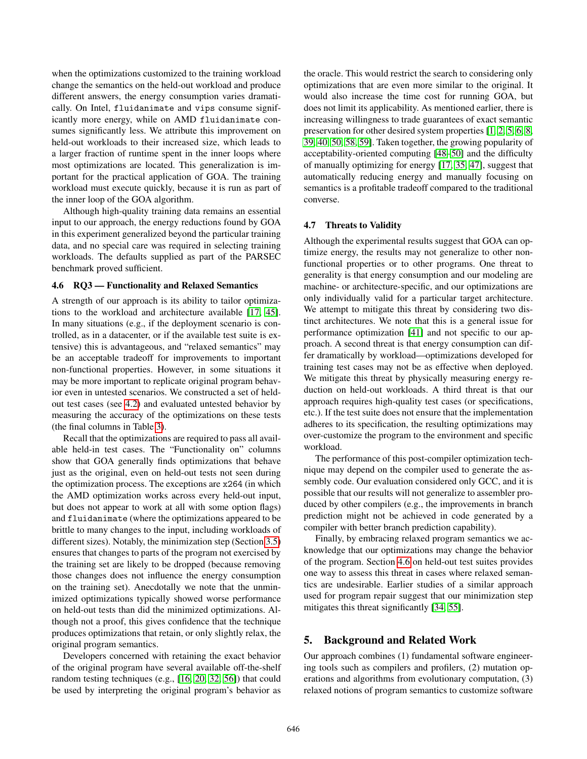when the optimizations customized to the training workload change the semantics on the held-out workload and produce different answers, the energy consumption varies dramatically. On Intel, fluidanimate and vips consume significantly more energy, while on AMD fluidanimate consumes significantly less. We attribute this improvement on held-out workloads to their increased size, which leads to a larger fraction of runtime spent in the inner loops where most optimizations are located. This generalization is important for the practical application of GOA. The training workload must execute quickly, because it is run as part of the inner loop of the GOA algorithm.

Although high-quality training data remains an essential input to our approach, the energy reductions found by GOA in this experiment generalized beyond the particular training data, and no special care was required in selecting training workloads. The defaults supplied as part of the PARSEC benchmark proved sufficient.

### 4.6 RQ3 — Functionality and Relaxed Semantics

A strength of our approach is its ability to tailor optimizations to the workload and architecture available [17, 45]. In many situations (e.g., if the deployment scenario is controlled, as in a datacenter, or if the available test suite is extensive) this is advantageous, and "relaxed semantics" may be an acceptable tradeoff for improvements to important non-functional properties. However, in some situations it may be more important to replicate original program behavior even in untested scenarios. We constructed a set of held-out test cases (see 4.2) and evaluated untested behavior by measuring the accuracy of the optimizations on these tests (the final columns in Table 3).

Recall that the optimizations are required to pass all available held-in test cases. The "Functionality on" columns show that GOA generally finds optimizations that behave just as the original, even on held-out tests not seen during the optimization process. The exceptions are x264 (in which the AMD optimization works across every held-out input, but does not appear to work at all with some option flags) and fluidanimate (where the optimizations appeared to be brittle to many changes to the input, including workloads of different sizes). Notably, the minimization step (Section 3.5) ensures that changes to parts of the program not exercised by the training set are likely to be dropped (because removing those changes does not influence the energy consumption on the training set). Anecdotally we note that the unminimized optimizations typically showed worse performance on held-out tests than did the minimized optimizations. Although not a proof, this gives confidence that the technique produces optimizations that retain, or only slightly relax, the original program semantics.

Developers concerned with retaining the exact behavior of the original program have several available off-the-shelf random testing techniques (e.g., [16, 20, 32, 56]) that could be used by interpreting the original program's behavior as the oracle. This would restrict the search to considering only optimizations that are even more similar to the original. It would also increase the time cost for running GOA, but does not limit its applicability. As mentioned earlier, there is increasing willingness to trade guarantees of exact semantic preservation for other desired system properties [1, 2, 5, 6, 8, 39, 40, 50, 58, 59]. Taken together, the growing popularity of acceptability-oriented computing [48–50] and the difficulty of manually optimizing for energy [17, 35, 47], suggest that automatically reducing energy and manually focusing on semantics is a profitable tradeoff compared to the traditional converse.

### 4.7 Threats to Validity

Although the experimental results suggest that GOA can optimize energy, the results may not generalize to other non-functional properties or to other programs. One threat to generality is that energy consumption and our modeling are machine- or architecture-specific, and our optimizations are only individually valid for a particular target architecture. We attempt to mitigate this threat by considering two distinct architectures. We note that this is a general issue for performance optimization [41] and not specific to our approach. A second threat is that energy consumption can differ dramatically by workload—optimizations developed for training test cases may not be as effective when deployed. We mitigate this threat by physically measuring energy reduction on held-out workloads. A third threat is that our approach requires high-quality test cases (or specifications, etc.). If the test suite does not ensure that the implementation adheres to its specification, the resulting optimizations may over-customize the program to the environment and specific workload.

The performance of this post-compiler optimization technique may depend on the compiler used to generate the assembly code. Our evaluation considered only GCC, and it is possible that our results will not generalize to assembler produced by other compilers (e.g., the improvements in branch prediction might not be achieved in code generated by a compiler with better branch prediction capability).

Finally, by embracing relaxed program semantics we acknowledge that our optimizations may change the behavior of the program. Section 4.6 on held-out test suites provides one way to assess this threat in cases where relaxed semantics are undesirable. Earlier studies of a similar approach used for program repair suggest that our minimization step mitigates this threat significantly [34, 55].

## 5. Background and Related Work

Our approach combines (1) fundamental software engineering tools such as compilers and profilers, (2) mutation operations and algorithms from evolutionary computation, (3) relaxed notions of program semantics to customize software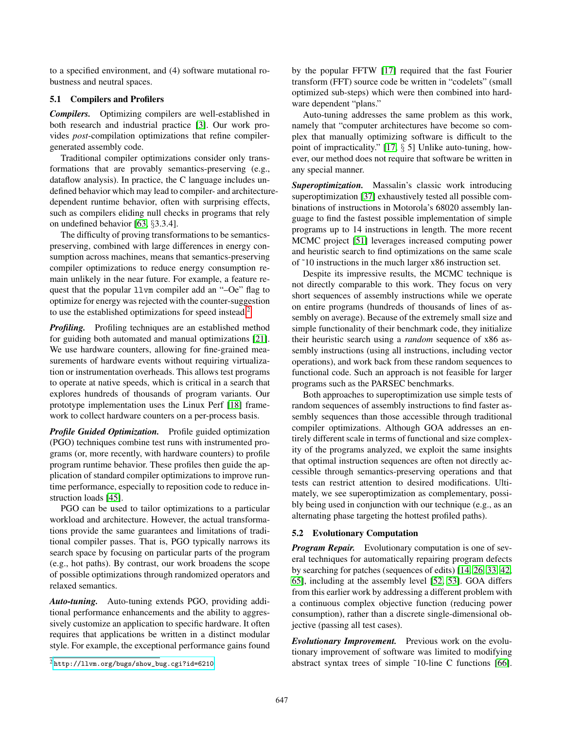to a specified environment, and (4) software mutational robustness and neutral spaces.

## 5.1 Compilers and Profilers

***Compilers.*** Optimizing compilers are well-established in both research and industrial practice [3]. Our work provides *post*-compilation optimizations that refine compiler-generated assembly code.

Traditional compiler optimizations consider only transformations that are provably semantics-preserving (e.g., dataflow analysis). In practice, the C language includes undefined behavior which may lead to compiler- and architecture-dependent runtime behavior, often with surprising effects, such as compilers eliding null checks in programs that rely on undefined behavior [63, §3.3.4].

The difficulty of proving transformations to be semantics-preserving, combined with large differences in energy consumption across machines, means that semantics-preserving compiler optimizations to reduce energy consumption remain unlikely in the near future. For example, a feature request that the popular `llvm` compiler add an "–Oe" flag to optimize for energy was rejected with the counter-suggestion to use the established optimizations for speed instead.[2]

***Profiling.*** Profiling techniques are an established method for guiding both automated and manual optimizations [21]. We use hardware counters, allowing for fine-grained measurements of hardware events without requiring virtualization or instrumentation overheads. This allows test programs to operate at native speeds, which is critical in a search that explores hundreds of thousands of program variants. Our prototype implementation uses the Linux Perf [18] framework to collect hardware counters on a per-process basis.

***Profile Guided Optimization.*** Profile guided optimization (PGO) techniques combine test runs with instrumented programs (or, more recently, with hardware counters) to profile program runtime behavior. These profiles then guide the application of standard compiler optimizations to improve runtime performance, especially to reposition code to reduce instruction loads [45].

PGO can be used to tailor optimizations to a particular workload and architecture. However, the actual transformations provide the same guarantees and limitations of traditional compiler passes. That is, PGO typically narrows its search space by focusing on particular parts of the program (e.g., hot paths). By contrast, our work broadens the scope of possible optimizations through randomized operators and relaxed semantics.

***Auto-tuning.*** Auto-tuning extends PGO, providing additional performance enhancements and the ability to aggressively customize an application to specific hardware. It often requires that applications be written in a distinct modular style. For example, the exceptional performance gains found by the popular FFTW [17] required that the fast Fourier transform (FFT) source code be written in "codelets" (small optimized sub-steps) which were then combined into hardware dependent "plans."

Auto-tuning addresses the same problem as this work, namely that "computer architectures have become so complex that manually optimizing software is difficult to the point of impracticality." [17, § 5] Unlike auto-tuning, however, our method does not require that software be written in any special manner.

***Superoptimization.*** Massalin's classic work introducing superoptimization [37] exhaustively tested all possible combinations of instructions in Motorola's 68020 assembly language to find the fastest possible implementation of simple programs up to 14 instructions in length. The more recent MCMC project [51] leverages increased computing power and heuristic search to find optimizations on the same scale of ˜10 instructions in the much larger x86 instruction set.

Despite its impressive results, the MCMC technique is not directly comparable to this work. They focus on very short sequences of assembly instructions while we operate on entire programs (hundreds of thousands of lines of assembly on average). Because of the extremely small size and simple functionality of their benchmark code, they initialize their heuristic search using a *random* sequence of x86 assembly instructions (using all instructions, including vector operations), and work back from these random sequences to functional code. Such an approach is not feasible for larger programs such as the PARSEC benchmarks.

Both approaches to superoptimization use simple tests of random sequences of assembly instructions to find faster assembly sequences than those accessible through traditional compiler optimizations. Although GOA addresses an entirely different scale in terms of functional and size complexity of the programs analyzed, we exploit the same insights that optimal instruction sequences are often not directly accessible through semantics-preserving operations and that tests can restrict attention to desired modifications. Ultimately, we see superoptimization as complementary, possibly being used in conjunction with our technique (e.g., as an alternating phase targeting the hottest profiled paths).

## 5.2 Evolutionary Computation

***Program Repair.*** Evolutionary computation is one of several techniques for automatically repairing program defects by searching for patches (sequences of edits) [14, 26, 33, 42, 65], including at the assembly level [52, 53]. GOA differs from this earlier work by addressing a different problem with a continuous complex objective function (reducing power consumption), rather than a discrete single-dimensional objective (passing all test cases).

***Evolutionary Improvement.*** Previous work on the evolutionary improvement of software was limited to modifying abstract syntax trees of simple ˜10-line C functions [66].

[2] http://llvm.org/bugs/show_bug.cgi?id=6210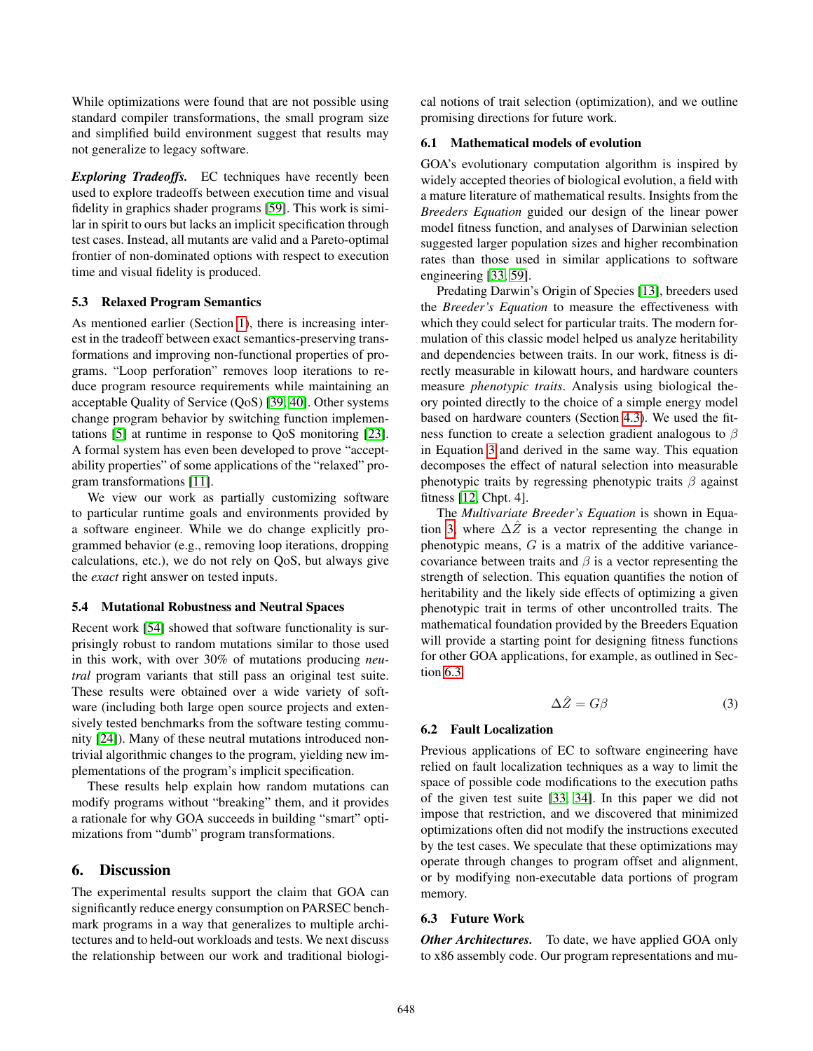While optimizations were found that are not possible using standard compiler transformations, the small program size and simplified build environment suggest that results may not generalize to legacy software.

***Exploring Tradeoffs.*** EC techniques have recently been used to explore tradeoffs between execution time and visual fidelity in graphics shader programs [59]. This work is similar in spirit to ours but lacks an implicit specification through test cases. Instead, all mutants are valid and a Pareto-optimal frontier of non-dominated options with respect to execution time and visual fidelity is produced.

### 5.3 Relaxed Program Semantics

As mentioned earlier (Section 1), there is increasing interest in the tradeoff between exact semantics-preserving transformations and improving non-functional properties of programs. "Loop perforation" removes loop iterations to reduce program resource requirements while maintaining an acceptable Quality of Service (QoS) [39, 40]. Other systems change program behavior by switching function implementations [5] at runtime in response to QoS monitoring [23]. A formal system has even been developed to prove "acceptability properties" of some applications of the "relaxed" program transformations [11].

We view our work as partially customizing software to particular runtime goals and environments provided by a software engineer. While we do change explicitly programmed behavior (e.g., removing loop iterations, dropping calculations, etc.), we do not rely on QoS, but always give the *exact* right answer on tested inputs.

### 5.4 Mutational Robustness and Neutral Spaces

Recent work [54] showed that software functionality is surprisingly robust to random mutations similar to those used in this work, with over 30% of mutations producing *neutral* program variants that still pass an original test suite. These results were obtained over a wide variety of software (including both large open source projects and extensively tested benchmarks from the software testing community [24]). Many of these neutral mutations introduced non-trivial algorithmic changes to the program, yielding new implementations of the program's implicit specification.

These results help explain how random mutations can modify programs without "breaking" them, and it provides a rationale for why GOA succeeds in building "smart" optimizations from "dumb" program transformations.

## 6. Discussion

The experimental results support the claim that GOA can significantly reduce energy consumption on PARSEC benchmark programs in a way that generalizes to multiple architectures and to held-out workloads and tests. We next discuss the relationship between our work and traditional biological notions of trait selection (optimization), and we outline promising directions for future work.

### 6.1 Mathematical models of evolution

GOA's evolutionary computation algorithm is inspired by widely accepted theories of biological evolution, a field with a mature literature of mathematical results. Insights from the *Breeders Equation* guided our design of the linear power model fitness function, and analyses of Darwinian selection suggested larger population sizes and higher recombination rates than those used in similar applications to software engineering [33, 59].

Predating Darwin's Origin of Species [13], breeders used the *Breeder's Equation* to measure the effectiveness with which they could select for particular traits. The modern formulation of this classic model helped us analyze heritability and dependencies between traits. In our work, fitness is directly measurable in kilowatt hours, and hardware counters measure *phenotypic traits*. Analysis using biological theory pointed directly to the choice of a simple energy model based on hardware counters (Section 4.3). We used the fitness function to create a selection gradient analogous to $\beta$ in Equation 3 and derived in the same way. This equation decomposes the effect of natural selection into measurable phenotypic traits by regressing phenotypic traits $\beta$ against fitness [12, Chpt. 4].

The *Multivariate Breeder's Equation* is shown in Equation 3, where $\Delta\hat{Z}$ is a vector representing the change in phenotypic means, $G$ is a matrix of the additive variance-covariance between traits and $\beta$ is a vector representing the strength of selection. This equation quantifies the notion of heritability and the likely side effects of optimizing a given phenotypic trait in terms of other uncontrolled traits. The mathematical foundation provided by the Breeders Equation will provide a starting point for designing fitness functions for other GOA applications, for example, as outlined in Section 6.3.

$$\Delta\hat{Z} = G\beta \tag{3}$$

### 6.2 Fault Localization

Previous applications of EC to software engineering have relied on fault localization techniques as a way to limit the space of possible code modifications to the execution paths of the given test suite [33, 34]. In this paper we did not impose that restriction, and we discovered that minimized optimizations often did not modify the instructions executed by the test cases. We speculate that these optimizations may operate through changes to program offset and alignment, or by modifying non-executable data portions of program memory.

### 6.3 Future Work

***Other Architectures.*** To date, we have applied GOA only to x86 assembly code. Our program representations and mu-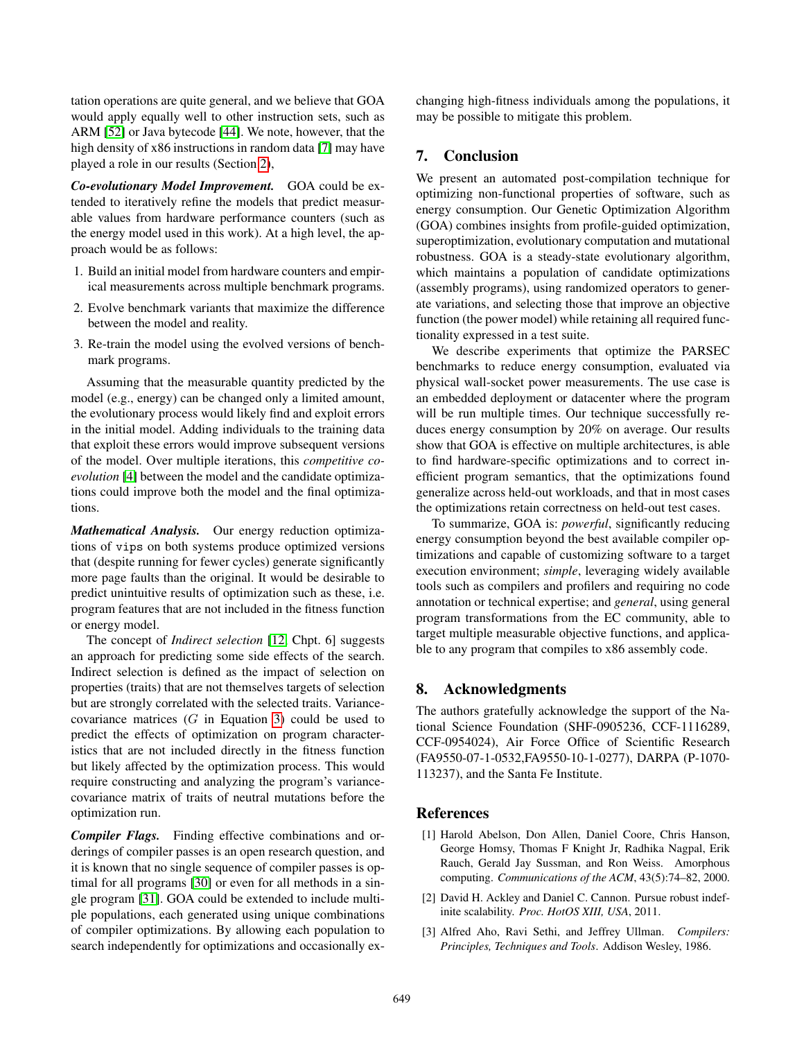tation operations are quite general, and we believe that GOA would apply equally well to other instruction sets, such as ARM [52] or Java bytecode [44]. We note, however, that the high density of x86 instructions in random data [7] may have played a role in our results (Section 2),

***Co-evolutionary Model Improvement.*** GOA could be extended to iteratively refine the models that predict measurable values from hardware performance counters (such as the energy model used in this work). At a high level, the approach would be as follows:

1. Build an initial model from hardware counters and empirical measurements across multiple benchmark programs.
2. Evolve benchmark variants that maximize the difference between the model and reality.
3. Re-train the model using the evolved versions of benchmark programs.

Assuming that the measurable quantity predicted by the model (e.g., energy) can be changed only a limited amount, the evolutionary process would likely find and exploit errors in the initial model. Adding individuals to the training data that exploit these errors would improve subsequent versions of the model. Over multiple iterations, this *competitive co-evolution* [4] between the model and the candidate optimizations could improve both the model and the final optimizations.

***Mathematical Analysis.*** Our energy reduction optimizations of `vips` on both systems produce optimized versions that (despite running for fewer cycles) generate significantly more page faults than the original. It would be desirable to predict unintuitive results of optimization such as these, i.e. program features that are not included in the fitness function or energy model.

The concept of *Indirect selection* [12, Chpt. 6] suggests an approach for predicting some side effects of the search. Indirect selection is defined as the impact of selection on properties (traits) that are not themselves targets of selection but are strongly correlated with the selected traits. Variance-covariance matrices ($G$ in Equation 3) could be used to predict the effects of optimization on program characteristics that are not included directly in the fitness function but likely affected by the optimization process. This would require constructing and analyzing the program's variance-covariance matrix of traits of neutral mutations before the optimization run.

***Compiler Flags.*** Finding effective combinations and orderings of compiler passes is an open research question, and it is known that no single sequence of compiler passes is optimal for all programs [30] or even for all methods in a single program [31]. GOA could be extended to include multiple populations, each generated using unique combinations of compiler optimizations. By allowing each population to search independently for optimizations and occasionally exchanging high-fitness individuals among the populations, it may be possible to mitigate this problem.

## 7. Conclusion

We present an automated post-compilation technique for optimizing non-functional properties of software, such as energy consumption. Our Genetic Optimization Algorithm (GOA) combines insights from profile-guided optimization, superoptimization, evolutionary computation and mutational robustness. GOA is a steady-state evolutionary algorithm, which maintains a population of candidate optimizations (assembly programs), using randomized operators to generate variations, and selecting those that improve an objective function (the power model) while retaining all required functionality expressed in a test suite.

We describe experiments that optimize the PARSEC benchmarks to reduce energy consumption, evaluated via physical wall-socket power measurements. The use case is an embedded deployment or datacenter where the program will be run multiple times. Our technique successfully reduces energy consumption by 20% on average. Our results show that GOA is effective on multiple architectures, is able to find hardware-specific optimizations and to correct inefficient program semantics, that the optimizations found generalize across held-out workloads, and that in most cases the optimizations retain correctness on held-out test cases.

To summarize, GOA is: *powerful*, significantly reducing energy consumption beyond the best available compiler optimizations and capable of customizing software to a target execution environment; *simple*, leveraging widely available tools such as compilers and profilers and requiring no code annotation or technical expertise; and *general*, using general program transformations from the EC community, able to target multiple measurable objective functions, and applicable to any program that compiles to x86 assembly code.

## 8. Acknowledgments

The authors gratefully acknowledge the support of the National Science Foundation (SHF-0905236, CCF-1116289, CCF-0954024), Air Force Office of Scientific Research (FA9550-07-1-0532,FA9550-10-1-0277), DARPA (P-1070-113237), and the Santa Fe Institute.

## References

[1] Harold Abelson, Don Allen, Daniel Coore, Chris Hanson, George Homsy, Thomas F Knight Jr, Radhika Nagpal, Erik Rauch, Gerald Jay Sussman, and Ron Weiss. Amorphous computing. *Communications of the ACM*, 43(5):74–82, 2000.

[2] David H. Ackley and Daniel C. Cannon. Pursue robust indefinite scalability. *Proc. HotOS XIII, USA*, 2011.

[3] Alfred Aho, Ravi Sethi, and Jeffrey Ullman. *Compilers: Principles, Techniques and Tools*. Addison Wesley, 1986.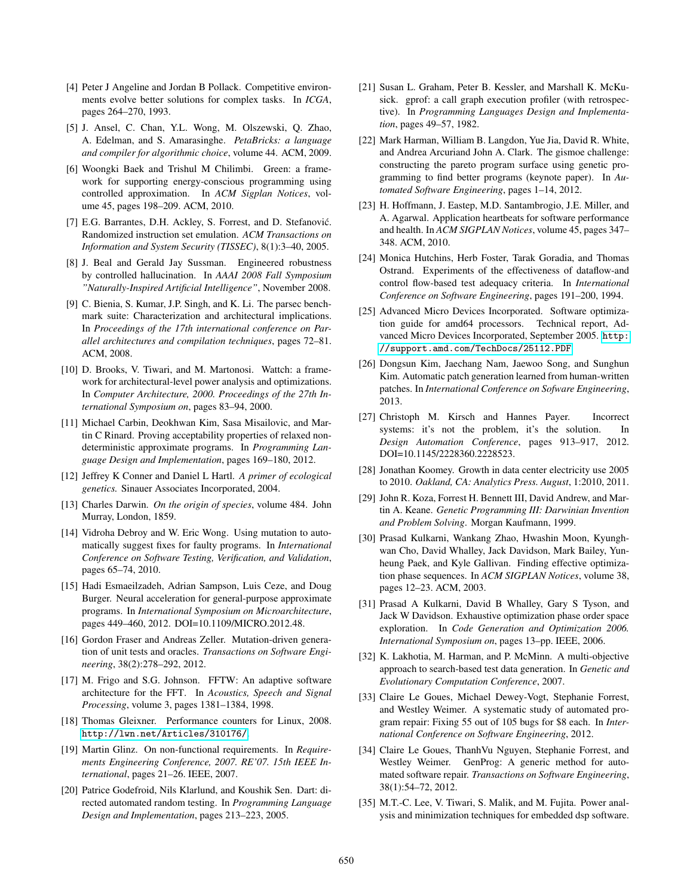[4] Peter J Angeline and Jordan B Pollack. Competitive environments evolve better solutions for complex tasks. In *ICGA*, pages 264–270, 1993.

[5] J. Ansel, C. Chan, Y.L. Wong, M. Olszewski, Q. Zhao, A. Edelman, and S. Amarasinghe. *PetaBricks: a language and compiler for algorithmic choice*, volume 44. ACM, 2009.

[6] Woongki Baek and Trishul M Chilimbi. Green: a framework for supporting energy-conscious programming using controlled approximation. In *ACM Sigplan Notices*, volume 45, pages 198–209. ACM, 2010.

[7] E.G. Barrantes, D.H. Ackley, S. Forrest, and D. Stefanović. Randomized instruction set emulation. *ACM Transactions on Information and System Security (TISSEC)*, 8(1):3–40, 2005.

[8] J. Beal and Gerald Jay Sussman. Engineered robustness by controlled hallucination. In *AAAI 2008 Fall Symposium "Naturally-Inspired Artificial Intelligence"*, November 2008.

[9] C. Bienia, S. Kumar, J.P. Singh, and K. Li. The parsec benchmark suite: Characterization and architectural implications. In *Proceedings of the 17th international conference on Parallel architectures and compilation techniques*, pages 72–81. ACM, 2008.

[10] D. Brooks, V. Tiwari, and M. Martonosi. Wattch: a framework for architectural-level power analysis and optimizations. In *Computer Architecture, 2000. Proceedings of the 27th International Symposium on*, pages 83–94, 2000.

[11] Michael Carbin, Deokhwan Kim, Sasa Misailovic, and Martin C Rinard. Proving acceptability properties of relaxed nondeterministic approximate programs. In *Programming Language Design and Implementation*, pages 169–180, 2012.

[12] Jeffrey K Conner and Daniel L Hartl. *A primer of ecological genetics.* Sinauer Associates Incorporated, 2004.

[13] Charles Darwin. *On the origin of species*, volume 484. John Murray, London, 1859.

[14] Vidroha Debroy and W. Eric Wong. Using mutation to automatically suggest fixes for faulty programs. In *International Conference on Software Testing, Verification, and Validation*, pages 65–74, 2010.

[15] Hadi Esmaeilzadeh, Adrian Sampson, Luis Ceze, and Doug Burger. Neural acceleration for general-purpose approximate programs. In *International Symposium on Microarchitecture*, pages 449–460, 2012. DOI=10.1109/MICRO.2012.48.

[16] Gordon Fraser and Andreas Zeller. Mutation-driven generation of unit tests and oracles. *Transactions on Software Engineering*, 38(2):278–292, 2012.

[17] M. Frigo and S.G. Johnson. FFTW: An adaptive software architecture for the FFT. In *Acoustics, Speech and Signal Processing*, volume 3, pages 1381–1384, 1998.

[18] Thomas Gleixner. Performance counters for Linux, 2008. http://lwn.net/Articles/310176/.

[19] Martin Glinz. On non-functional requirements. In *Requirements Engineering Conference, 2007. RE'07. 15th IEEE International*, pages 21–26. IEEE, 2007.

[20] Patrice Godefroid, Nils Klarlund, and Koushik Sen. Dart: directed automated random testing. In *Programming Language Design and Implementation*, pages 213–223, 2005.

[21] Susan L. Graham, Peter B. Kessler, and Marshall K. McKusick. gprof: a call graph execution profiler (with retrospective). In *Programming Languages Design and Implementation*, pages 49–57, 1982.

[22] Mark Harman, William B. Langdon, Yue Jia, David R. White, and Andrea Arcuriand John A. Clark. The gismoe challenge: constructing the pareto program surface using genetic programming to find better programs (keynote paper). In *Automated Software Engineering*, pages 1–14, 2012.

[23] H. Hoffmann, J. Eastep, M.D. Santambrogio, J.E. Miller, and A. Agarwal. Application heartbeats for software performance and health. In *ACM SIGPLAN Notices*, volume 45, pages 347–348. ACM, 2010.

[24] Monica Hutchins, Herb Foster, Tarak Goradia, and Thomas Ostrand. Experiments of the effectiveness of dataflow-and control flow-based test adequacy criteria. In *International Conference on Software Engineering*, pages 191–200, 1994.

[25] Advanced Micro Devices Incorporated. Software optimization guide for amd64 processors. Technical report, Advanced Micro Devices Incorporated, September 2005. http://support.amd.com/TechDocs/25112.PDF.

[26] Dongsun Kim, Jaechang Nam, Jaewoo Song, and Sunghun Kim. Automatic patch generation learned from human-written patches. In *International Conference on Sofware Engineering*, 2013.

[27] Christoph M. Kirsch and Hannes Payer. Incorrect systems: it's not the problem, it's the solution. In *Design Automation Conference*, pages 913–917, 2012. DOI=10.1145/2228360.2228523.

[28] Jonathan Koomey. Growth in data center electricity use 2005 to 2010. *Oakland, CA: Analytics Press. August*, 1:2010, 2011.

[29] John R. Koza, Forrest H. Bennett III, David Andrew, and Martin A. Keane. *Genetic Programming III: Darwinian Invention and Problem Solving*. Morgan Kaufmann, 1999.

[30] Prasad Kulkarni, Wankang Zhao, Hwashin Moon, Kyunghwan Cho, David Whalley, Jack Davidson, Mark Bailey, Yunheung Paek, and Kyle Gallivan. Finding effective optimization phase sequences. In *ACM SIGPLAN Notices*, volume 38, pages 12–23. ACM, 2003.

[31] Prasad A Kulkarni, David B Whalley, Gary S Tyson, and Jack W Davidson. Exhaustive optimization phase order space exploration. In *Code Generation and Optimization 2006. International Symposium on*, pages 13–pp. IEEE, 2006.

[32] K. Lakhotia, M. Harman, and P. McMinn. A multi-objective approach to search-based test data generation. In *Genetic and Evolutionary Computation Conference*, 2007.

[33] Claire Le Goues, Michael Dewey-Vogt, Stephanie Forrest, and Westley Weimer. A systematic study of automated program repair: Fixing 55 out of 105 bugs for $8 each. In *International Conference on Software Engineering*, 2012.

[34] Claire Le Goues, ThanhVu Nguyen, Stephanie Forrest, and Westley Weimer. GenProg: A generic method for automated software repair. *Transactions on Software Engineering*, 38(1):54–72, 2012.

[35] M.T.-C. Lee, V. Tiwari, S. Malik, and M. Fujita. Power analysis and minimization techniques for embedded dsp software.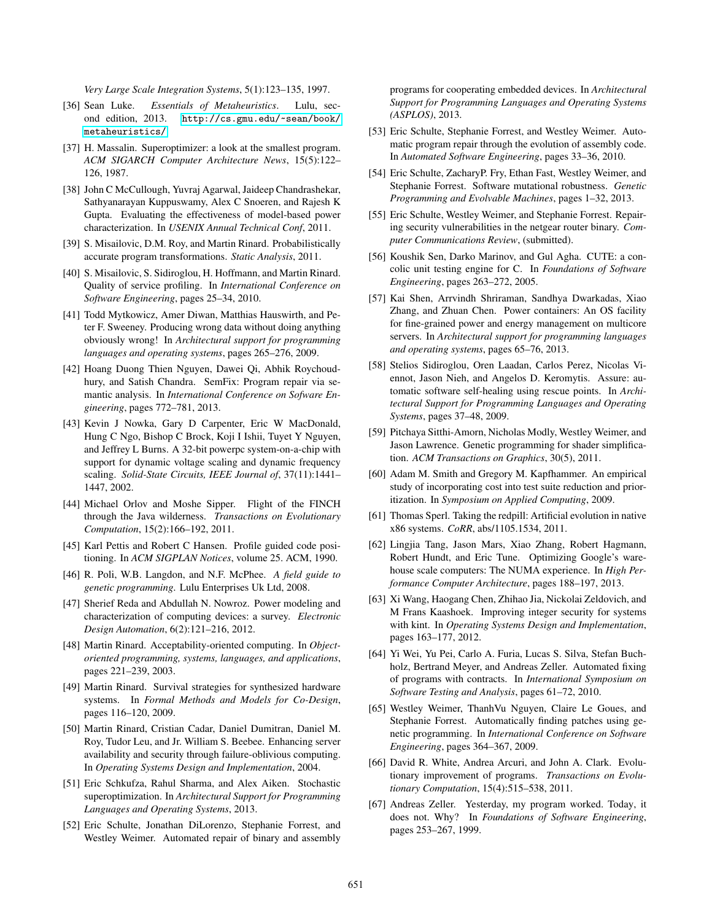*Very Large Scale Integration Systems*, 5(1):123–135, 1997.

[36] Sean Luke. *Essentials of Metaheuristics*. Lulu, second edition, 2013. http://cs.gmu.edu/~sean/book/metaheuristics/

[37] H. Massalin. Superoptimizer: a look at the smallest program. *ACM SIGARCH Computer Architecture News*, 15(5):122–126, 1987.

[38] John C McCullough, Yuvraj Agarwal, Jaideep Chandrashekar, Sathyanarayan Kuppuswamy, Alex C Snoeren, and Rajesh K Gupta. Evaluating the effectiveness of model-based power characterization. In *USENIX Annual Technical Conf*, 2011.

[39] S. Misailovic, D.M. Roy, and Martin Rinard. Probabilistically accurate program transformations. *Static Analysis*, 2011.

[40] S. Misailovic, S. Sidiroglou, H. Hoffmann, and Martin Rinard. Quality of service profiling. In *International Conference on Software Engineering*, pages 25–34, 2010.

[41] Todd Mytkowicz, Amer Diwan, Matthias Hauswirth, and Peter F. Sweeney. Producing wrong data without doing anything obviously wrong! In *Architectural support for programming languages and operating systems*, pages 265–276, 2009.

[42] Hoang Duong Thien Nguyen, Dawei Qi, Abhik Roychoudhury, and Satish Chandra. SemFix: Program repair via semantic analysis. In *International Conference on Sofware Engineering*, pages 772–781, 2013.

[43] Kevin J Nowka, Gary D Carpenter, Eric W MacDonald, Hung C Ngo, Bishop C Brock, Koji I Ishii, Tuyet Y Nguyen, and Jeffrey L Burns. A 32-bit powerpc system-on-a-chip with support for dynamic voltage scaling and dynamic frequency scaling. *Solid-State Circuits, IEEE Journal of*, 37(11):1441–1447, 2002.

[44] Michael Orlov and Moshe Sipper. Flight of the FINCH through the Java wilderness. *Transactions on Evolutionary Computation*, 15(2):166–192, 2011.

[45] Karl Pettis and Robert C Hansen. Profile guided code positioning. In *ACM SIGPLAN Notices*, volume 25. ACM, 1990.

[46] R. Poli, W.B. Langdon, and N.F. McPhee. *A field guide to genetic programming*. Lulu Enterprises Uk Ltd, 2008.

[47] Sherief Reda and Abdullah N. Nowroz. Power modeling and characterization of computing devices: a survey. *Electronic Design Automation*, 6(2):121–216, 2012.

[48] Martin Rinard. Acceptability-oriented computing. In *Object-oriented programming, systems, languages, and applications*, pages 221–239, 2003.

[49] Martin Rinard. Survival strategies for synthesized hardware systems. In *Formal Methods and Models for Co-Design*, pages 116–120, 2009.

[50] Martin Rinard, Cristian Cadar, Daniel Dumitran, Daniel M. Roy, Tudor Leu, and Jr. William S. Beebee. Enhancing server availability and security through failure-oblivious computing. In *Operating Systems Design and Implementation*, 2004.

[51] Eric Schkufza, Rahul Sharma, and Alex Aiken. Stochastic superoptimization. In *Architectural Support for Programming Languages and Operating Systems*, 2013.

[52] Eric Schulte, Jonathan DiLorenzo, Stephanie Forrest, and Westley Weimer. Automated repair of binary and assembly programs for cooperating embedded devices. In *Architectural Support for Programming Languages and Operating Systems (ASPLOS)*, 2013.

[53] Eric Schulte, Stephanie Forrest, and Westley Weimer. Automatic program repair through the evolution of assembly code. In *Automated Software Engineering*, pages 33–36, 2010.

[54] Eric Schulte, ZacharyP. Fry, Ethan Fast, Westley Weimer, and Stephanie Forrest. Software mutational robustness. *Genetic Programming and Evolvable Machines*, pages 1–32, 2013.

[55] Eric Schulte, Westley Weimer, and Stephanie Forrest. Repairing security vulnerabilities in the netgear router binary. *Computer Communications Review*, (submitted).

[56] Koushik Sen, Darko Marinov, and Gul Agha. CUTE: a concolic unit testing engine for C. In *Foundations of Software Engineering*, pages 263–272, 2005.

[57] Kai Shen, Arrvindh Shriraman, Sandhya Dwarkadas, Xiao Zhang, and Zhuan Chen. Power containers: An OS facility for fine-grained power and energy management on multicore servers. In *Architectural support for programming languages and operating systems*, pages 65–76, 2013.

[58] Stelios Sidiroglou, Oren Laadan, Carlos Perez, Nicolas Viennot, Jason Nieh, and Angelos D. Keromytis. Assure: automatic software self-healing using rescue points. In *Architectural Support for Programming Languages and Operating Systems*, pages 37–48, 2009.

[59] Pitchaya Sitthi-Amorn, Nicholas Modly, Westley Weimer, and Jason Lawrence. Genetic programming for shader simplification. *ACM Transactions on Graphics*, 30(5), 2011.

[60] Adam M. Smith and Gregory M. Kapfhammer. An empirical study of incorporating cost into test suite reduction and prioritization. In *Symposium on Applied Computing*, 2009.

[61] Thomas Sperl. Taking the redpill: Artificial evolution in native x86 systems. *CoRR*, abs/1105.1534, 2011.

[62] Lingjia Tang, Jason Mars, Xiao Zhang, Robert Hagmann, Robert Hundt, and Eric Tune. Optimizing Google's warehouse scale computers: The NUMA experience. In *High Performance Computer Architecture*, pages 188–197, 2013.

[63] Xi Wang, Haogang Chen, Zhihao Jia, Nickolai Zeldovich, and M Frans Kaashoek. Improving integer security for systems with kint. In *Operating Systems Design and Implementation*, pages 163–177, 2012.

[64] Yi Wei, Yu Pei, Carlo A. Furia, Lucas S. Silva, Stefan Buchholz, Bertrand Meyer, and Andreas Zeller. Automated fixing of programs with contracts. In *International Symposium on Software Testing and Analysis*, pages 61–72, 2010.

[65] Westley Weimer, ThanhVu Nguyen, Claire Le Goues, and Stephanie Forrest. Automatically finding patches using genetic programming. In *International Conference on Software Engineering*, pages 364–367, 2009.

[66] David R. White, Andrea Arcuri, and John A. Clark. Evolutionary improvement of programs. *Transactions on Evolutionary Computation*, 15(4):515–538, 2011.

[67] Andreas Zeller. Yesterday, my program worked. Today, it does not. Why? In *Foundations of Software Engineering*, pages 253–267, 1999.